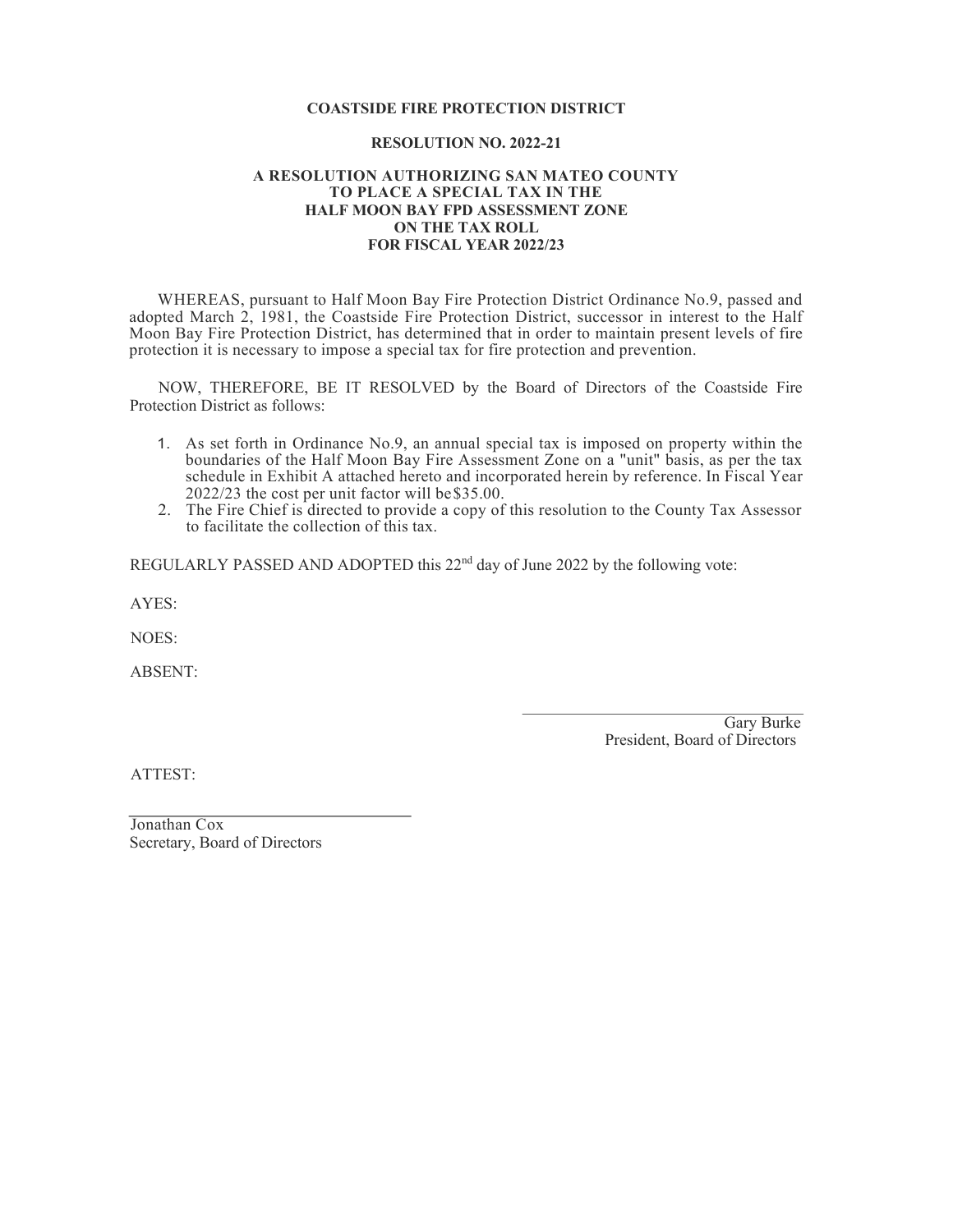**COASTSIDE FIRE PROTECTION DISTRICT**

**RESOLUTION NO. 2022-21**

**A RESOLUTION AUTHORIZING SAN MATEO COUNTY TO PLACE A SPECIAL TAX IN THE HALF MOON BAY FPD ASSESSMENT ZONE ON THE TAX ROLL FOR FISCAL YEAR 2022/23**

WHEREAS, pursuant to Half Moon Bay Fire Protection District Ordinance No.9, passed and adopted March 2, 1981, the Coastside Fire Protection District, successor in interest to the Half Moon Bay Fire Protection District, has determined that in order to maintain present levels of fire protection it is necessary to impose a special tax for fire protection and prevention.

NOW, THEREFORE, BE IT RESOLVED by the Board of Directors of the Coastside Fire Protection District as follows:

1. As set forth in Ordinance No.9, an annual special tax is imposed on property within the boundaries of the Half Moon Bay Fire Assessment Zone on a "unit" basis, as per the tax schedule in Exhibit A attached hereto and incorporated herein by reference. In Fiscal Year 2022/23 the cost per unit factor will be $35.00.
2. The Fire Chief is directed to provide a copy of this resolution to the County Tax Assessor to facilitate the collection of this tax.

REGULARLY PASSED AND ADOPTED this 22nd day of June 2022 by the following vote:

AYES:

NOES:

ABSENT:

\_\_\_\_\_\_\_\_\_\_\_\_\_\_\_\_\_\_\_\_\_\_\_\_\_\_\_\_\_\_

Gary Burke
President, Board of Directors

ATTEST:

\_\_\_\_\_\_\_\_\_\_\_\_\_\_\_\_\_\_\_\_\_\_\_\_\_\_\_\_\_\_

Jonathan Cox
Secretary, Board of Directors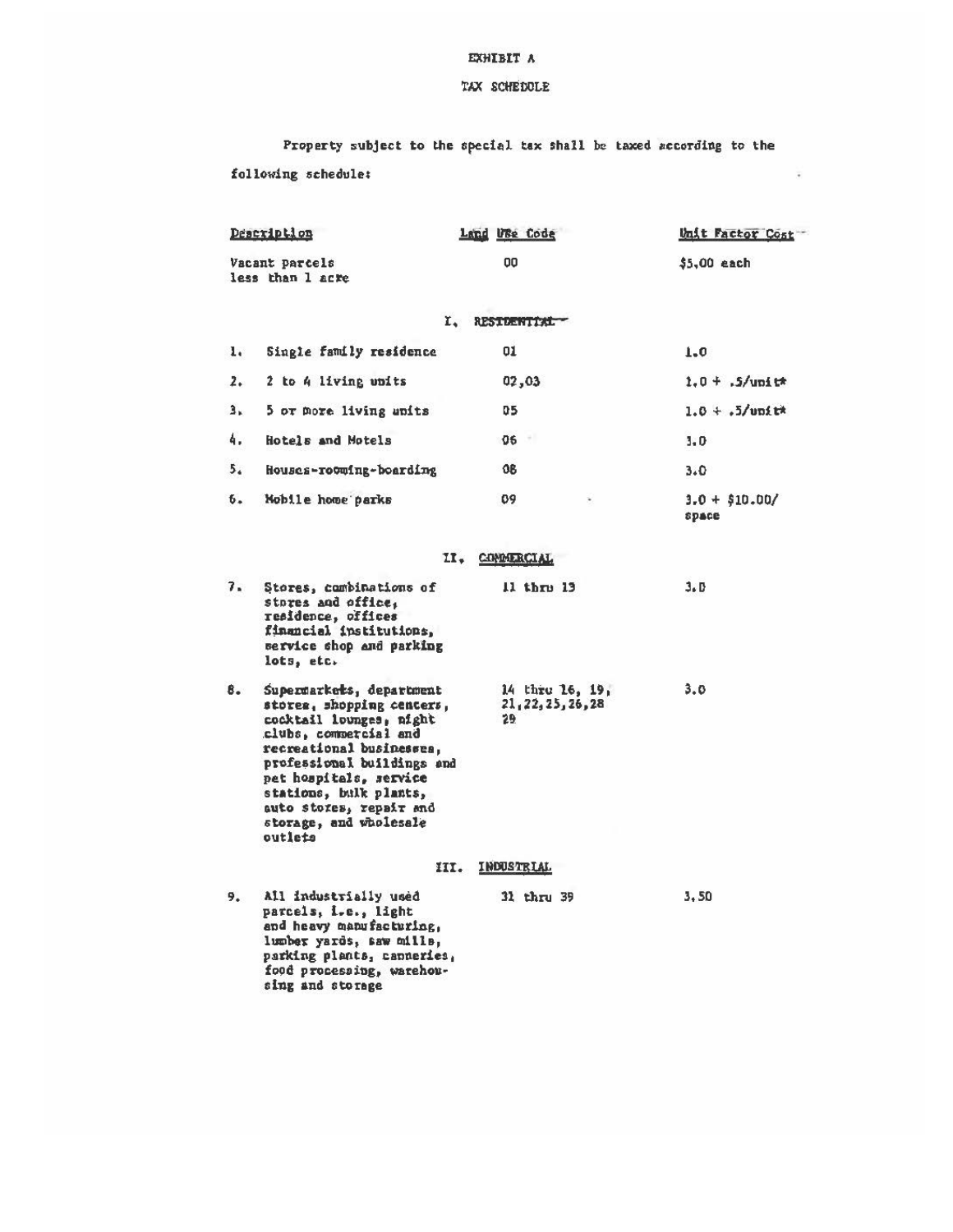# EXHIBIT A

## TAX SCHEDULE

Property subject to the special tax shall be taxed according to the following schedule:

| | Description | Land Use Code | Unit Factor Cost |
|---|---|---|---|
| | Vacant parcels less than 1 acre | 00 | $5.00 each |
| | **I. RESIDENTIAL** | | |
| 1. | Single family residence | 01 | 1.0 |
| 2. | 2 to 4 living units | 02,03 | 1.0 + .5/unit* |
| 3. | 5 or more living units | 05 | 1.0 + .5/unit* |
| 4. | Hotels and Motels | 06 | 3.0 |
| 5. | Houses-rooming-boarding | 08 | 3.0 |
| 6. | Mobile home parks | 09 | 3.0 + $10.00/space |
| | **II. COMMERCIAL** | | |
| 7. | Stores, combinations of stores and office, residence, offices financial institutions, service shop and parking lots, etc. | 11 thru 13 | 3.0 |
| 8. | Supermarkets, department stores, shopping centers, cocktail lounges, night clubs, commercial and recreational businesses, professional buildings and pet hospitals, service stations, bulk plants, auto stores, repair and storage, and wholesale outlets | 14 thru 16, 19, 21,22,25,26,28 29 | 3.0 |
| | **III. INDUSTRIAL** | | |
| 9. | All industrially used parcels, i.e., light and heavy manufacturing, lumber yards, saw mills, parking plants, canneries, food processing, warehousing and storage | 31 thru 39 | 3.50 |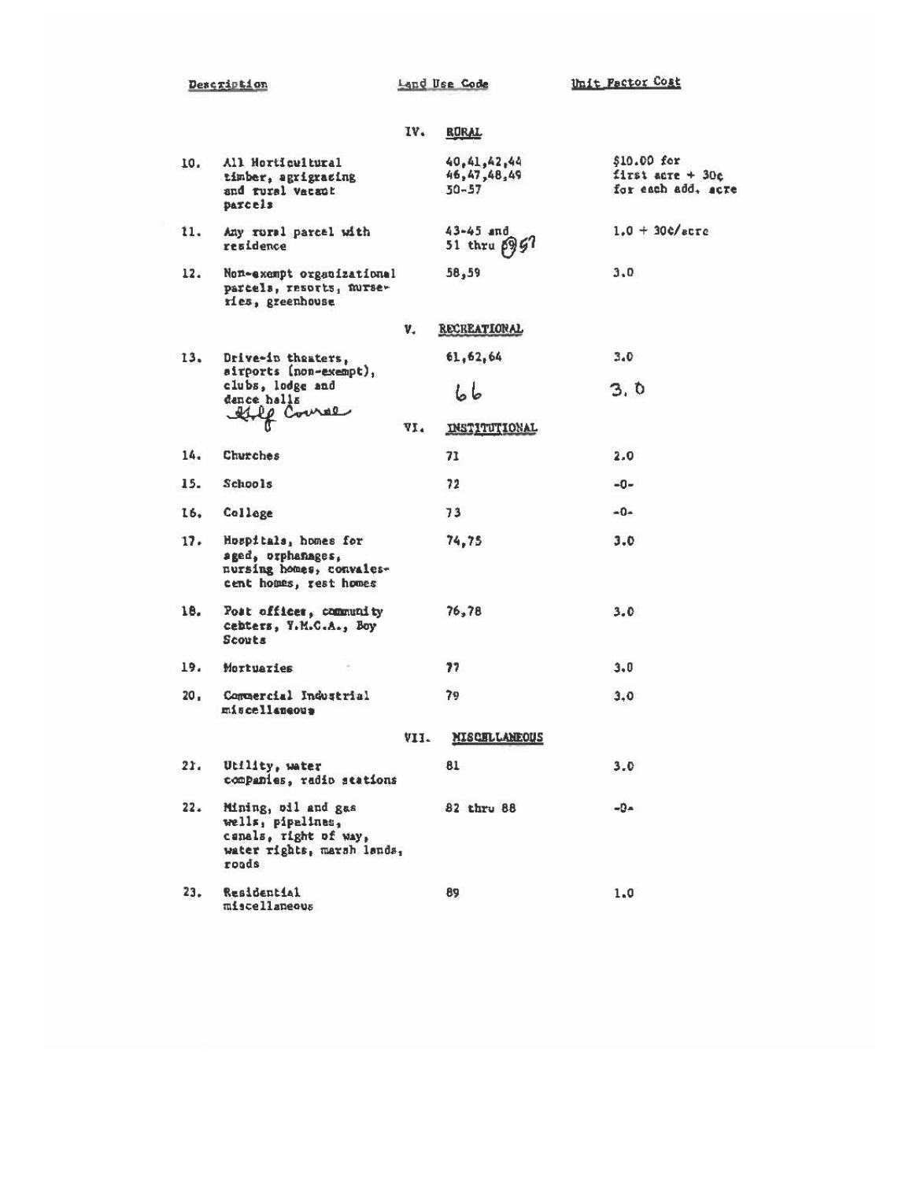| | Description | Land Use Code | Unit Factor Cost |
|---|---|---|---|
| | | **IV. RURAL** | |
| 10. | All Horticultural timber, agrigrazing and rural vacant parcels | 40,41,42,44 46,47,48,49 50-57 | $10.00 for first acre + 30¢ for each add. acre |
| 11. | Any rural parcel with residence | 43-45 and 51 thru 59 57 | 1.0 + 30¢/acre |
| 12. | Non-exempt organizational parcels, resorts, nurseries, greenhouse | 58,59 | 3.0 |
| | | **V. RECREATIONAL** | |
| 13. | Drive-in theaters, airports (non-exempt), clubs, lodge and dance halls | 61,62,64 | 3.0 |
| | Golf Course | 66 | 3.0 |
| | | **VI. INSTITUTIONAL** | |
| 14. | Churches | 71 | 2.0 |
| 15. | Schools | 72 | -0- |
| 16. | College | 73 | -0- |
| 17. | Hospitals, homes for aged, orphanages, nursing homes, convalescent homes, rest homes | 74,75 | 3.0 |
| 18. | Post offices, community cebters, Y.M.C.A., Boy Scouts | 76,78 | 3.0 |
| 19. | Mortuaries | 77 | 3.0 |
| 20. | Commercial Industrial miscellaneous | 79 | 3.0 |
| | | **VII. MISCELLANEOUS** | |
| 21. | Utility, water companies, radio stations | 81 | 3.0 |
| 22. | Mining, oil and gas wells, pipelines, canals, right of way, water rights, marsh lands, roads | 82 thru 88 | -0- |
| 23. | Residential miscellaneous | 89 | 1.0 |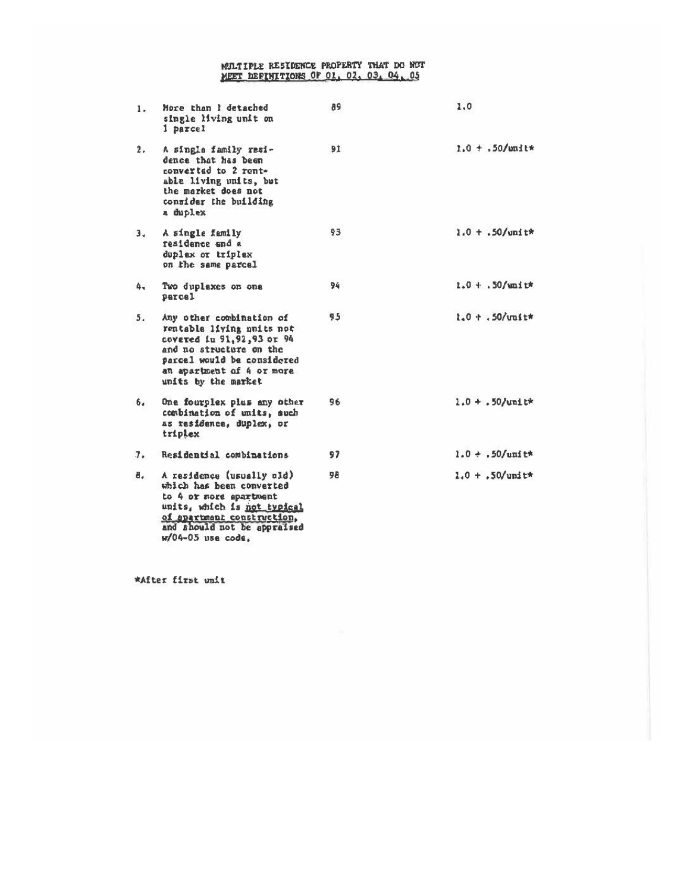## MULTIPLE RESIDENCE PROPERTY THAT DO NOT MEET DEFINITIONS OF 01, 02, 03, 04, 05

| | | | |
|---|---|---|---|
| 1. | More than 1 detached single living unit on 1 parcel | 89 | 1.0 |
| 2. | A single family residence that has been converted to 2 rentable living units, but the market does not consider the building a duplex | 91 | 1.0 + .50/unit* |
| 3. | A single family residence and a duplex or triplex on the same parcel | 93 | 1.0 + .50/unit* |
| 4. | Two duplexes on one parcel | 94 | 1.0 + .50/unit* |
| 5. | Any other combination of rentable living units not covered in 91,92,93 or 94 and no structure on the parcel would be considered an apartment of 4 or more units by the market | 95 | 1.0 + .50/unit* |
| 6. | One fourplex plus any other combination of units, such as residence, duplex, or triplex | 96 | 1.0 + .50/unit* |
| 7. | Residential combinations | 97 | 1.0 + .50/unit* |
| 8. | A residence (usually old) which has been converted to 4 or more apartment units, which is <u>not typical of apartment construction</u>, and should not be appraised w/04-05 use code. | 98 | 1.0 + .50/unit* |

*After first unit